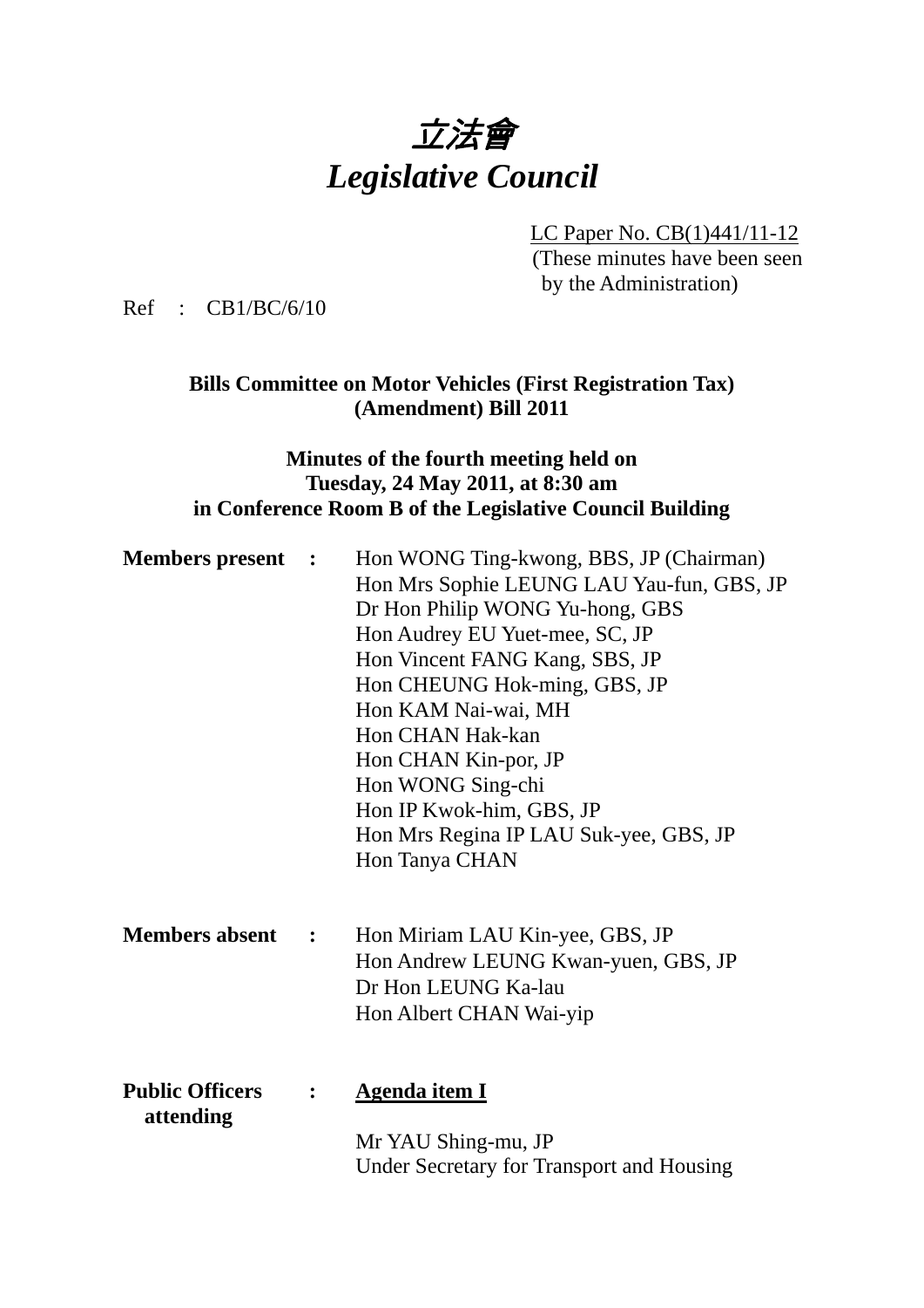# *立法會*
# *Legislative Council*

LC Paper No. CB(1)441/11-12
(These minutes have been seen by the Administration)

Ref : CB1/BC/6/10

**Bills Committee on Motor Vehicles (First Registration Tax) (Amendment) Bill 2011**

**Minutes of the fourth meeting held on Tuesday, 24 May 2011, at 8:30 am in Conference Room B of the Legislative Council Building**

**Members present :**

Hon WONG Ting-kwong, BBS, JP (Chairman)
Hon Mrs Sophie LEUNG LAU Yau-fun, GBS, JP
Dr Hon Philip WONG Yu-hong, GBS
Hon Audrey EU Yuet-mee, SC, JP
Hon Vincent FANG Kang, SBS, JP
Hon CHEUNG Hok-ming, GBS, JP
Hon KAM Nai-wai, MH
Hon CHAN Hak-kan
Hon CHAN Kin-por, JP
Hon WONG Sing-chi
Hon IP Kwok-him, GBS, JP
Hon Mrs Regina IP LAU Suk-yee, GBS, JP
Hon Tanya CHAN

**Members absent :**

Hon Miriam LAU Kin-yee, GBS, JP
Hon Andrew LEUNG Kwan-yuen, GBS, JP
Dr Hon LEUNG Ka-lau
Hon Albert CHAN Wai-yip

**Public Officers attending :**

**Agenda item I**

Mr YAU Shing-mu, JP
Under Secretary for Transport and Housing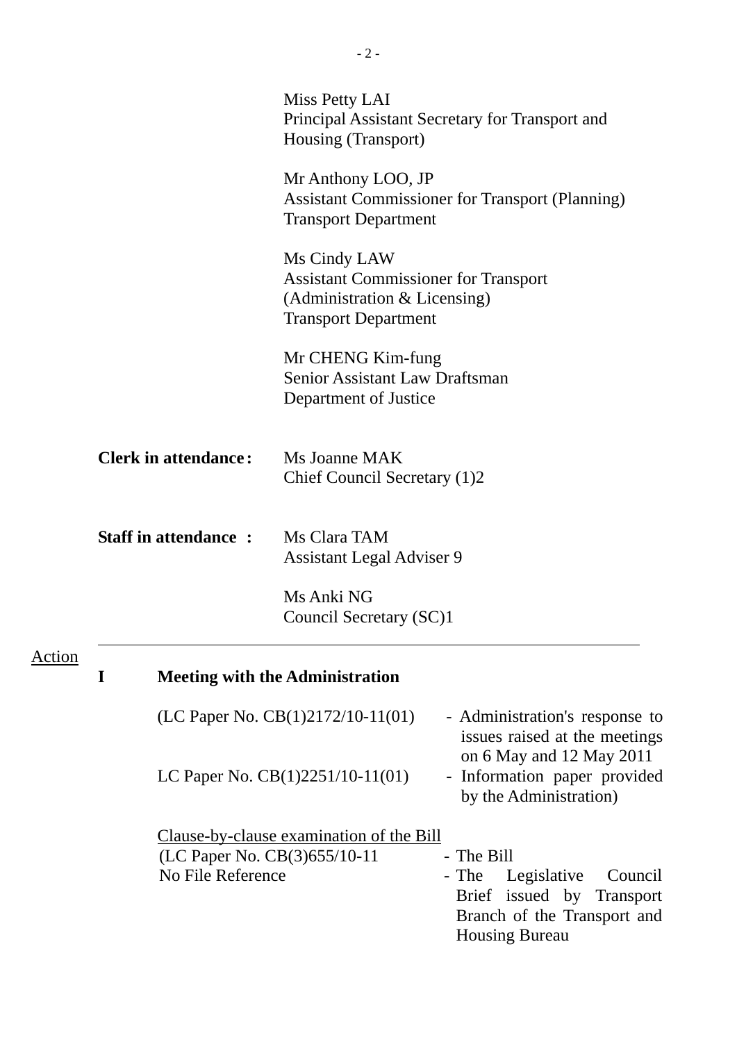Miss Petty LAI
Principal Assistant Secretary for Transport and Housing (Transport)

Mr Anthony LOO, JP
Assistant Commissioner for Transport (Planning)
Transport Department

Ms Cindy LAW
Assistant Commissioner for Transport (Administration & Licensing)
Transport Department

Mr CHENG Kim-fung
Senior Assistant Law Draftsman
Department of Justice

**Clerk in attendance:** Ms Joanne MAK
Chief Council Secretary (1)2

**Staff in attendance :** Ms Clara TAM
Assistant Legal Adviser 9

Ms Anki NG
Council Secretary (SC)1

---

Action

## I Meeting with the Administration

(LC Paper No. CB(1)2172/10-11(01) - Administration's response to issues raised at the meetings on 6 May and 12 May 2011

LC Paper No. CB(1)2251/10-11(01) - Information paper provided by the Administration)

Clause-by-clause examination of the Bill

(LC Paper No. CB(3)655/10-11 - The Bill

No File Reference - The Legislative Council Brief issued by Transport Branch of the Transport and Housing Bureau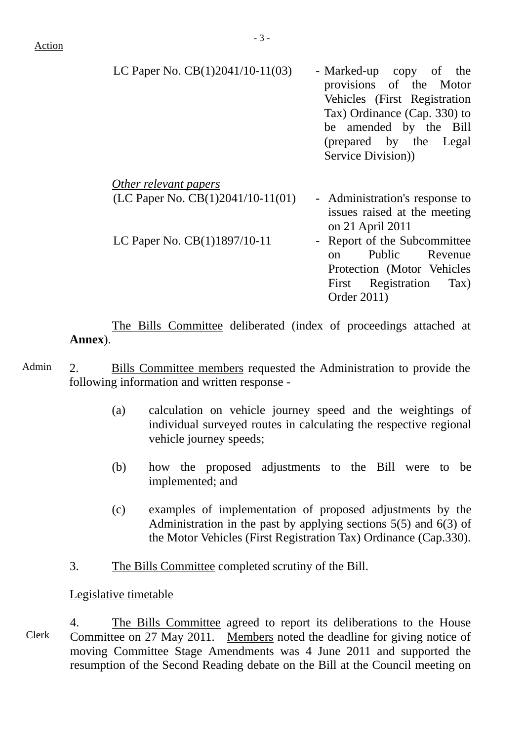Action

| | |
|---|---|
| LC Paper No. CB(1)2041/10-11(03) | - Marked-up copy of the provisions of the Motor Vehicles (First Registration Tax) Ordinance (Cap. 330) to be amended by the Bill (prepared by the Legal Service Division)) |

*Other relevant papers*

| | |
|---|---|
| (LC Paper No. CB(1)2041/10-11(01) | - Administration's response to issues raised at the meeting on 21 April 2011 |
| LC Paper No. CB(1)1897/10-11 | - Report of the Subcommittee on Public Revenue Protection (Motor Vehicles First Registration Tax) Order 2011) |

The Bills Committee deliberated (index of proceedings attached at **Annex**).

Admin

2. Bills Committee members requested the Administration to provide the following information and written response -

(a) calculation on vehicle journey speed and the weightings of individual surveyed routes in calculating the respective regional vehicle journey speeds;

(b) how the proposed adjustments to the Bill were to be implemented; and

(c) examples of implementation of proposed adjustments by the Administration in the past by applying sections 5(5) and 6(3) of the Motor Vehicles (First Registration Tax) Ordinance (Cap.330).

3. The Bills Committee completed scrutiny of the Bill.

Legislative timetable

Clerk

4. The Bills Committee agreed to report its deliberations to the House Committee on 27 May 2011. Members noted the deadline for giving notice of moving Committee Stage Amendments was 4 June 2011 and supported the resumption of the Second Reading debate on the Bill at the Council meeting on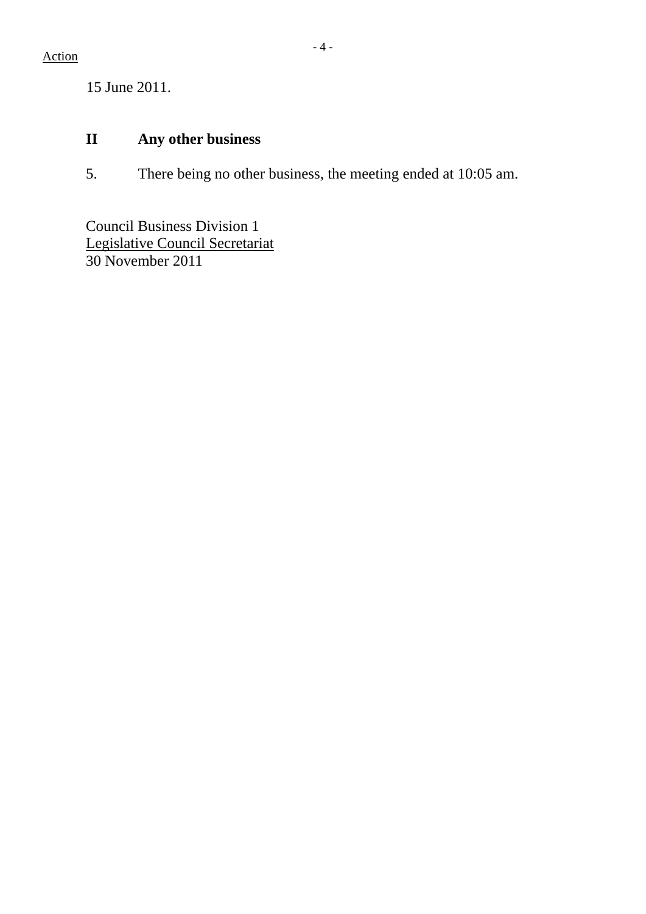Action

15 June 2011.

## II Any other business

5. There being no other business, the meeting ended at 10:05 am.

Council Business Division 1
Legislative Council Secretariat
30 November 2011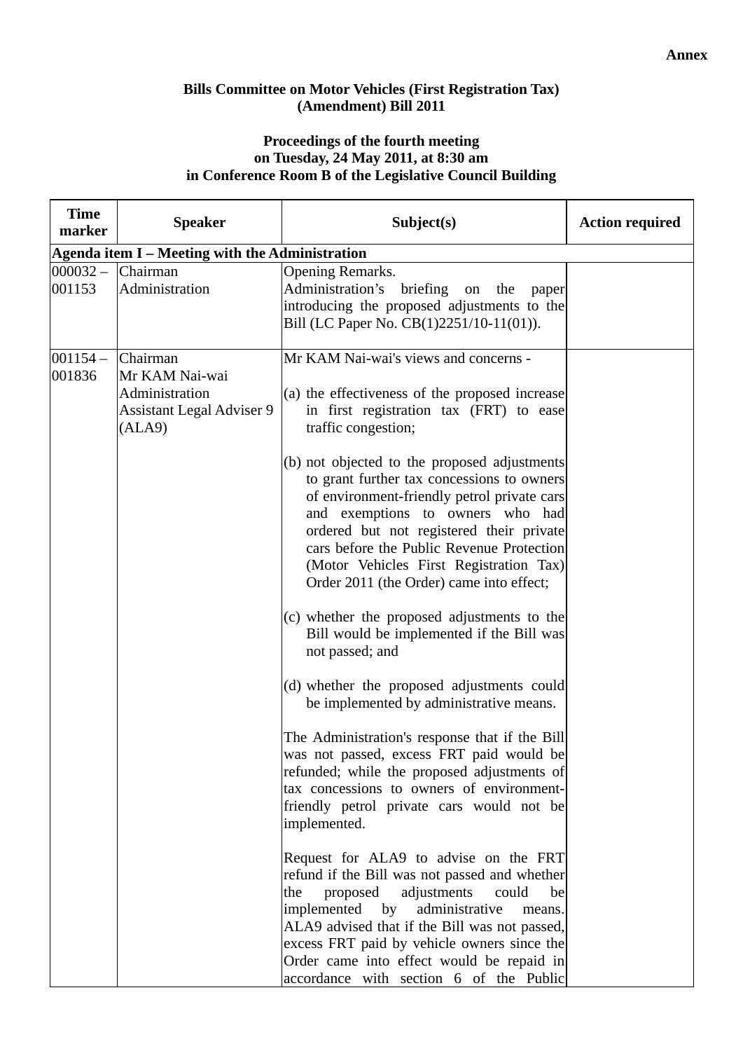**Annex**

**Bills Committee on Motor Vehicles (First Registration Tax) (Amendment) Bill 2011**

**Proceedings of the fourth meeting on Tuesday, 24 May 2011, at 8:30 am in Conference Room B of the Legislative Council Building**

| Time marker | Speaker | Subject(s) | Action required |
|---|---|---|---|
| **Agenda item I – Meeting with the Administration** | | | |
| 000032 – 001153 | Chairman<br>Administration | Opening Remarks.<br>Administration's briefing on the paper introducing the proposed adjustments to the Bill (LC Paper No. CB(1)2251/10-11(01)). | |
| 001154 – 001836 | Chairman<br>Mr KAM Nai-wai<br>Administration<br>Assistant Legal Adviser 9 (ALA9) | Mr KAM Nai-wai's views and concerns -<br><br>(a) the effectiveness of the proposed increase in first registration tax (FRT) to ease traffic congestion;<br><br>(b) not objected to the proposed adjustments to grant further tax concessions to owners of environment-friendly petrol private cars and exemptions to owners who had ordered but not registered their private cars before the Public Revenue Protection (Motor Vehicles First Registration Tax) Order 2011 (the Order) came into effect;<br><br>(c) whether the proposed adjustments to the Bill would be implemented if the Bill was not passed; and<br><br>(d) whether the proposed adjustments could be implemented by administrative means.<br><br>The Administration's response that if the Bill was not passed, excess FRT paid would be refunded; while the proposed adjustments of tax concessions to owners of environment-friendly petrol private cars would not be implemented.<br><br>Request for ALA9 to advise on the FRT refund if the Bill was not passed and whether the proposed adjustments could be implemented by administrative means. ALA9 advised that if the Bill was not passed, excess FRT paid by vehicle owners since the Order came into effect would be repaid in accordance with section 6 of the Public | |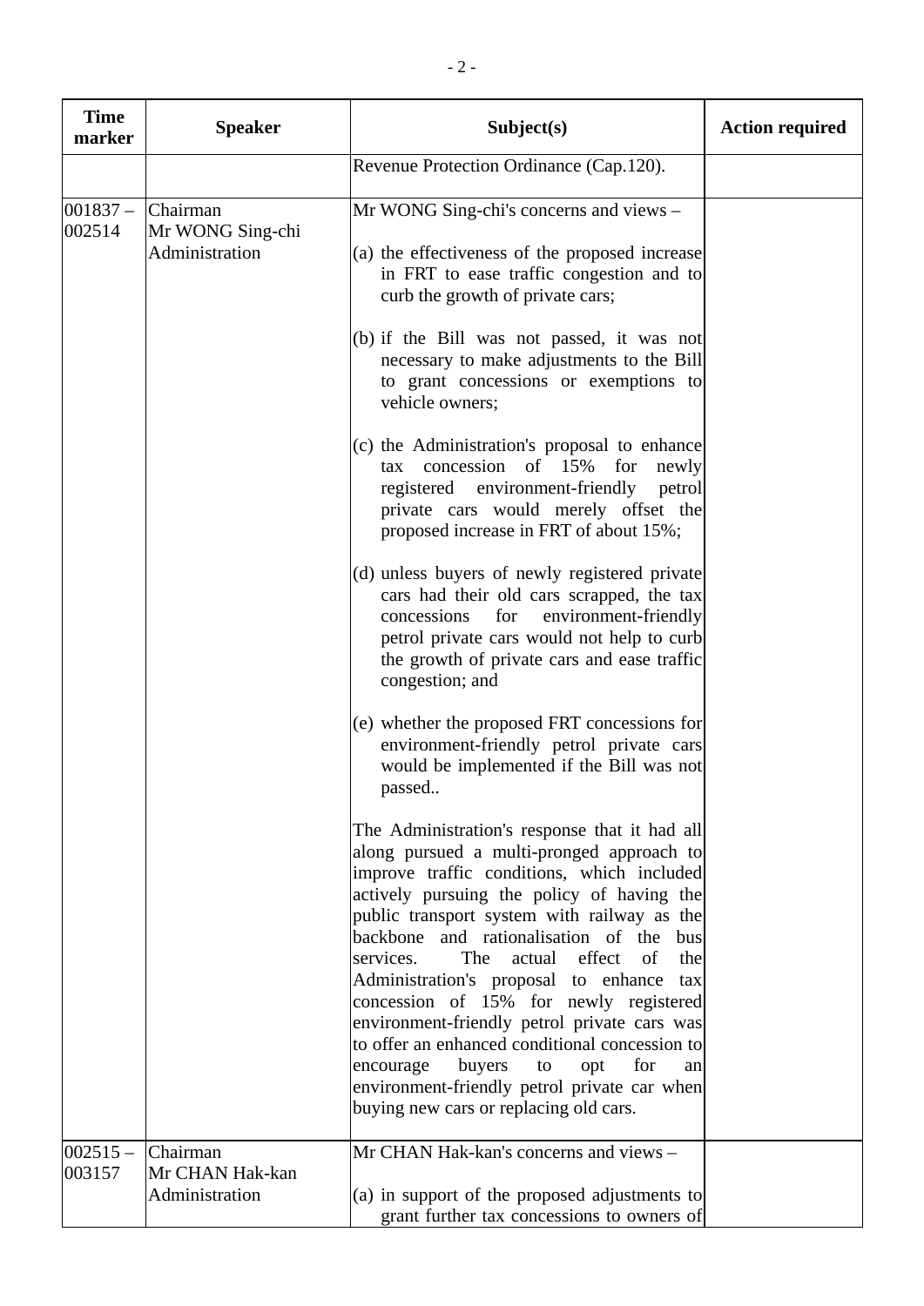| Time marker | Speaker | Subject(s) | Action required |
|---|---|---|---|
| | | Revenue Protection Ordinance (Cap.120). | |
| 001837 – 002514 | Chairman<br>Mr WONG Sing-chi<br>Administration | Mr WONG Sing-chi's concerns and views –<br><br>(a) the effectiveness of the proposed increase in FRT to ease traffic congestion and to curb the growth of private cars;<br><br>(b) if the Bill was not passed, it was not necessary to make adjustments to the Bill to grant concessions or exemptions to vehicle owners;<br><br>(c) the Administration's proposal to enhance tax concession of 15% for newly registered environment-friendly petrol private cars would merely offset the proposed increase in FRT of about 15%;<br><br>(d) unless buyers of newly registered private cars had their old cars scrapped, the tax concessions for environment-friendly petrol private cars would not help to curb the growth of private cars and ease traffic congestion; and<br><br>(e) whether the proposed FRT concessions for environment-friendly petrol private cars would be implemented if the Bill was not passed..<br><br>The Administration's response that it had all along pursued a multi-pronged approach to improve traffic conditions, which included actively pursuing the policy of having the public transport system with railway as the backbone and rationalisation of the bus services. The actual effect of the Administration's proposal to enhance tax concession of 15% for newly registered environment-friendly petrol private cars was to offer an enhanced conditional concession to encourage buyers to opt for an environment-friendly petrol private car when buying new cars or replacing old cars. | |
| 002515 – 003157 | Chairman<br>Mr CHAN Hak-kan<br>Administration | Mr CHAN Hak-kan's concerns and views –<br><br>(a) in support of the proposed adjustments to grant further tax concessions to owners of | |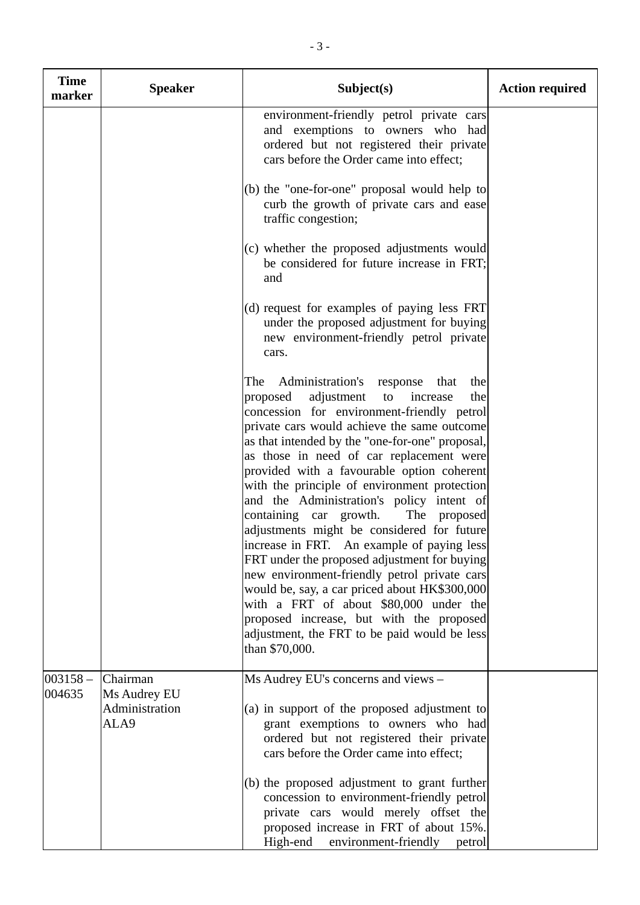| Time marker | Speaker | Subject(s) | Action required |
|---|---|---|---|
| | | environment-friendly petrol private cars and exemptions to owners who had ordered but not registered their private cars before the Order came into effect;<br><br>(b) the "one-for-one" proposal would help to curb the growth of private cars and ease traffic congestion;<br><br>(c) whether the proposed adjustments would be considered for future increase in FRT; and<br><br>(d) request for examples of paying less FRT under the proposed adjustment for buying new environment-friendly petrol private cars.<br><br>The Administration's response that the proposed adjustment to increase the concession for environment-friendly petrol private cars would achieve the same outcome as that intended by the "one-for-one" proposal, as those in need of car replacement were provided with a favourable option coherent with the principle of environment protection and the Administration's policy intent of containing car growth. The proposed adjustments might be considered for future increase in FRT. An example of paying less FRT under the proposed adjustment for buying new environment-friendly petrol private cars would be, say, a car priced about HK$300,000 with a FRT of about $80,000 under the proposed increase, but with the proposed adjustment, the FRT to be paid would be less than $70,000. | |
| 003158 – 004635 | Chairman<br>Ms Audrey EU<br>Administration<br>ALA9 | Ms Audrey EU's concerns and views –<br><br>(a) in support of the proposed adjustment to grant exemptions to owners who had ordered but not registered their private cars before the Order came into effect;<br><br>(b) the proposed adjustment to grant further concession to environment-friendly petrol private cars would merely offset the proposed increase in FRT of about 15%. High-end environment-friendly petrol | |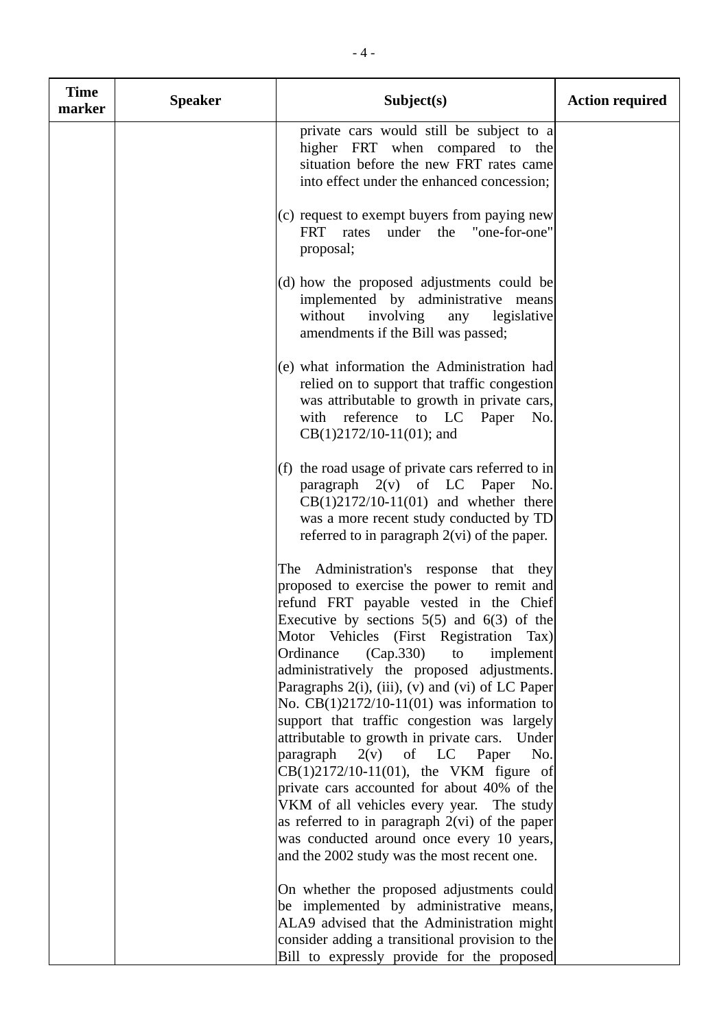| Time marker | Speaker | Subject(s) | Action required |
|---|---|---|---|
| | | private cars would still be subject to a higher FRT when compared to the situation before the new FRT rates came into effect under the enhanced concession;<br><br>(c) request to exempt buyers from paying new FRT rates under the "one-for-one" proposal;<br><br>(d) how the proposed adjustments could be implemented by administrative means without involving any legislative amendments if the Bill was passed;<br><br>(e) what information the Administration had relied on to support that traffic congestion was attributable to growth in private cars, with reference to LC Paper No. CB(1)2172/10-11(01); and<br><br>(f) the road usage of private cars referred to in paragraph 2(v) of LC Paper No. CB(1)2172/10-11(01) and whether there was a more recent study conducted by TD referred to in paragraph 2(vi) of the paper.<br><br>The Administration's response that they proposed to exercise the power to remit and refund FRT payable vested in the Chief Executive by sections 5(5) and 6(3) of the Motor Vehicles (First Registration Tax) Ordinance (Cap.330) to implement administratively the proposed adjustments. Paragraphs 2(i), (iii), (v) and (vi) of LC Paper No. CB(1)2172/10-11(01) was information to support that traffic congestion was largely attributable to growth in private cars. Under paragraph 2(v) of LC Paper No. CB(1)2172/10-11(01), the VKM figure of private cars accounted for about 40% of the VKM of all vehicles every year. The study as referred to in paragraph 2(vi) of the paper was conducted around once every 10 years, and the 2002 study was the most recent one.<br><br>On whether the proposed adjustments could be implemented by administrative means, ALA9 advised that the Administration might consider adding a transitional provision to the Bill to expressly provide for the proposed | |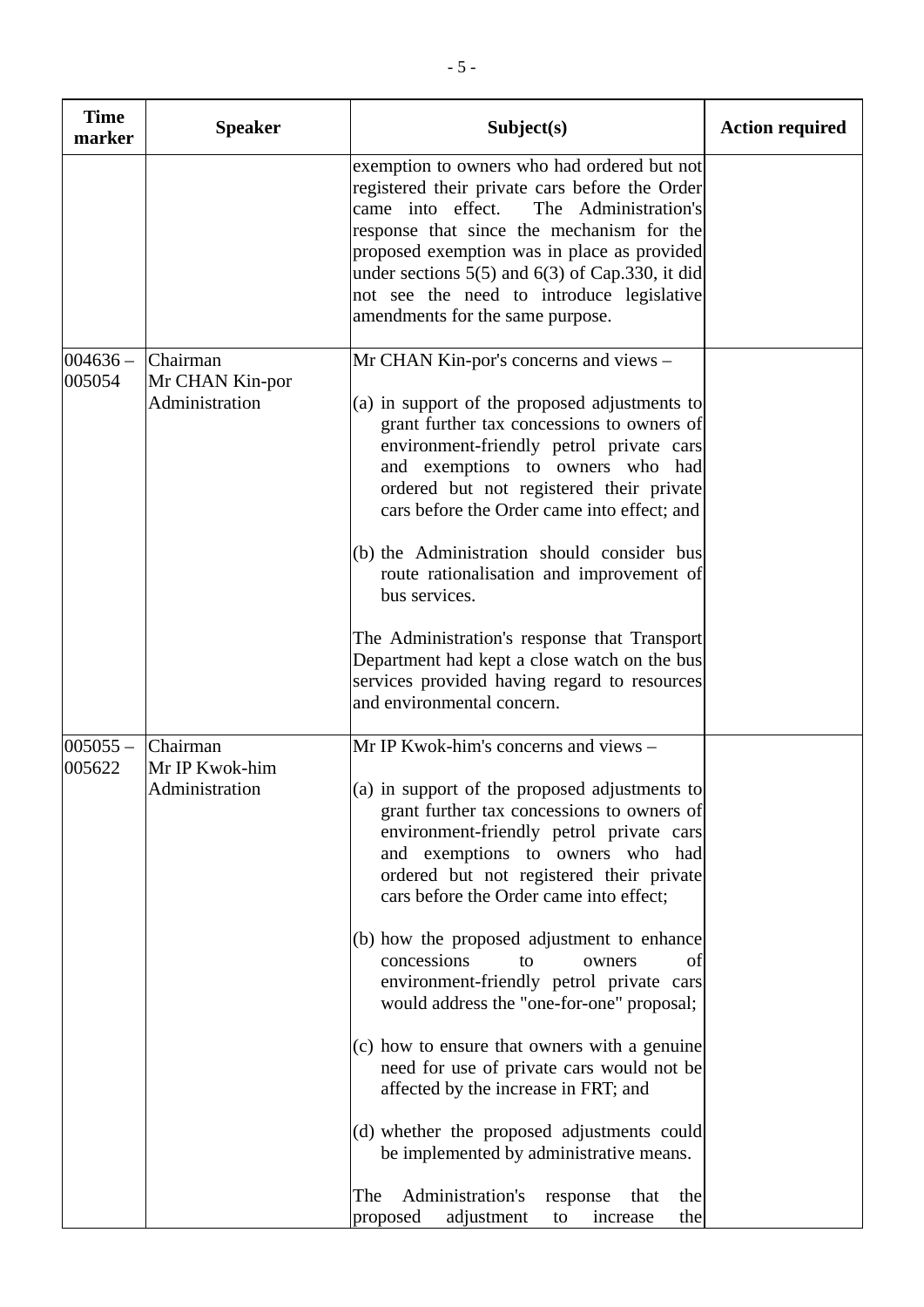| Time marker | Speaker | Subject(s) | Action required |
|---|---|---|---|
| | | exemption to owners who had ordered but not registered their private cars before the Order came into effect. The Administration's response that since the mechanism for the proposed exemption was in place as provided under sections 5(5) and 6(3) of Cap.330, it did not see the need to introduce legislative amendments for the same purpose. | |
| 004636 – 005054 | Chairman<br>Mr CHAN Kin-por<br>Administration | Mr CHAN Kin-por's concerns and views –<br><br>(a) in support of the proposed adjustments to grant further tax concessions to owners of environment-friendly petrol private cars and exemptions to owners who had ordered but not registered their private cars before the Order came into effect; and<br><br>(b) the Administration should consider bus route rationalisation and improvement of bus services.<br><br>The Administration's response that Transport Department had kept a close watch on the bus services provided having regard to resources and environmental concern. | |
| 005055 – 005622 | Chairman<br>Mr IP Kwok-him<br>Administration | Mr IP Kwok-him's concerns and views –<br><br>(a) in support of the proposed adjustments to grant further tax concessions to owners of environment-friendly petrol private cars and exemptions to owners who had ordered but not registered their private cars before the Order came into effect;<br><br>(b) how the proposed adjustment to enhance concessions to owners of environment-friendly petrol private cars would address the "one-for-one" proposal;<br><br>(c) how to ensure that owners with a genuine need for use of private cars would not be affected by the increase in FRT; and<br><br>(d) whether the proposed adjustments could be implemented by administrative means.<br><br>The Administration's response that the proposed adjustment to increase the | |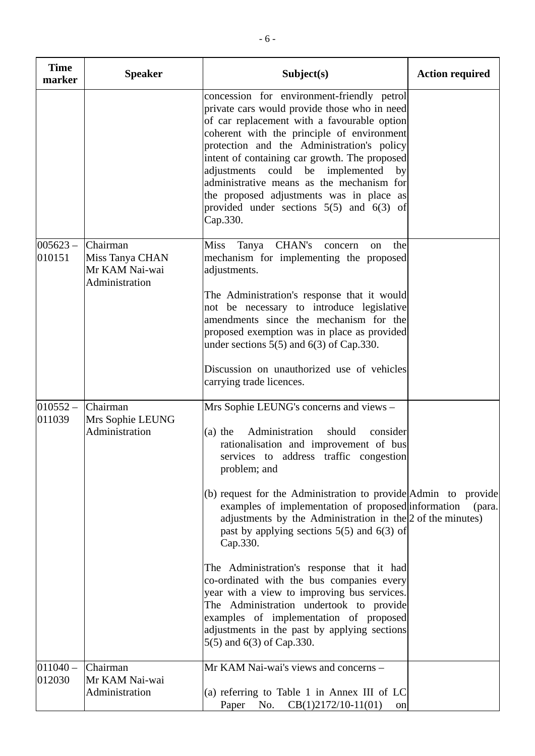| Time marker | Speaker | Subject(s) | Action required |
|---|---|---|---|
| | | concession for environment-friendly petrol private cars would provide those who in need of car replacement with a favourable option coherent with the principle of environment protection and the Administration's policy intent of containing car growth. The proposed adjustments could be implemented by administrative means as the mechanism for the proposed adjustments was in place as provided under sections 5(5) and 6(3) of Cap.330. | |
| 005623 – 010151 | Chairman<br>Miss Tanya CHAN<br>Mr KAM Nai-wai<br>Administration | Miss Tanya CHAN's concern on the mechanism for implementing the proposed adjustments.<br><br>The Administration's response that it would not be necessary to introduce legislative amendments since the mechanism for the proposed exemption was in place as provided under sections 5(5) and 6(3) of Cap.330.<br><br>Discussion on unauthorized use of vehicles carrying trade licences. | |
| 010552 – 011039 | Chairman<br>Mrs Sophie LEUNG<br>Administration | Mrs Sophie LEUNG's concerns and views –<br><br>(a) the Administration should consider rationalisation and improvement of bus services to address traffic congestion problem; and<br><br>(b) request for the Administration to provide examples of implementation of proposed adjustments by the Administration in the past by applying sections 5(5) and 6(3) of Cap.330.<br><br>The Administration's response that it had co-ordinated with the bus companies every year with a view to improving bus services. The Administration undertook to provide examples of implementation of proposed adjustments in the past by applying sections 5(5) and 6(3) of Cap.330. | Admin to provide information (para. 2 of the minutes) |
| 011040 – 012030 | Chairman<br>Mr KAM Nai-wai<br>Administration | Mr KAM Nai-wai's views and concerns –<br><br>(a) referring to Table 1 in Annex III of LC Paper No. CB(1)2172/10-11(01) on | |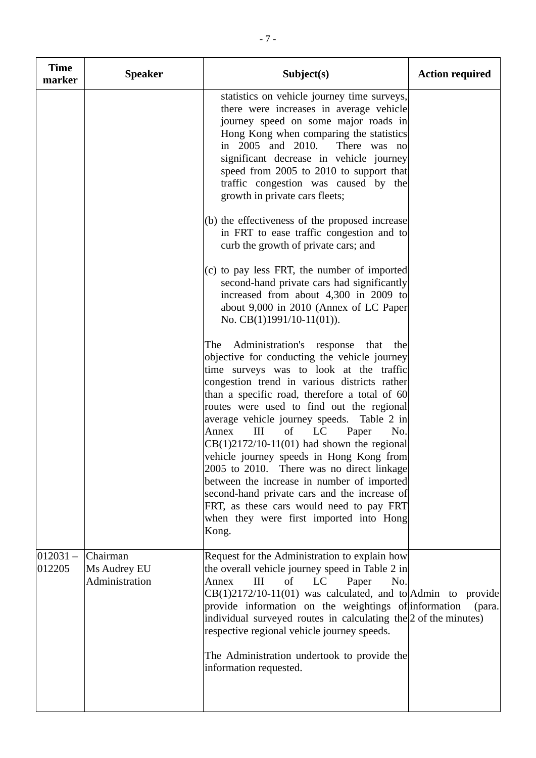| Time marker | Speaker | Subject(s) | Action required |
|---|---|---|---|
| | | statistics on vehicle journey time surveys, there were increases in average vehicle journey speed on some major roads in Hong Kong when comparing the statistics in 2005 and 2010. There was no significant decrease in vehicle journey speed from 2005 to 2010 to support that traffic congestion was caused by the growth in private cars fleets;<br><br>(b) the effectiveness of the proposed increase in FRT to ease traffic congestion and to curb the growth of private cars; and<br><br>(c) to pay less FRT, the number of imported second-hand private cars had significantly increased from about 4,300 in 2009 to about 9,000 in 2010 (Annex of LC Paper No. CB(1)1991/10-11(01)).<br><br>The Administration's response that the objective for conducting the vehicle journey time surveys was to look at the traffic congestion trend in various districts rather than a specific road, therefore a total of 60 routes were used to find out the regional average vehicle journey speeds. Table 2 in Annex III of LC Paper No. CB(1)2172/10-11(01) had shown the regional vehicle journey speeds in Hong Kong from 2005 to 2010. There was no direct linkage between the increase in number of imported second-hand private cars and the increase of FRT, as these cars would need to pay FRT when they were first imported into Hong Kong. | |
| 012031 – 012205 | Chairman<br>Ms Audrey EU<br>Administration | Request for the Administration to explain how the overall vehicle journey speed in Table 2 in Annex III of LC Paper No. CB(1)2172/10-11(01) was calculated, and to provide information on the weightings of individual surveyed routes in calculating the respective regional vehicle journey speeds.<br><br>The Administration undertook to provide the information requested. | Admin to provide information (para. 2 of the minutes) |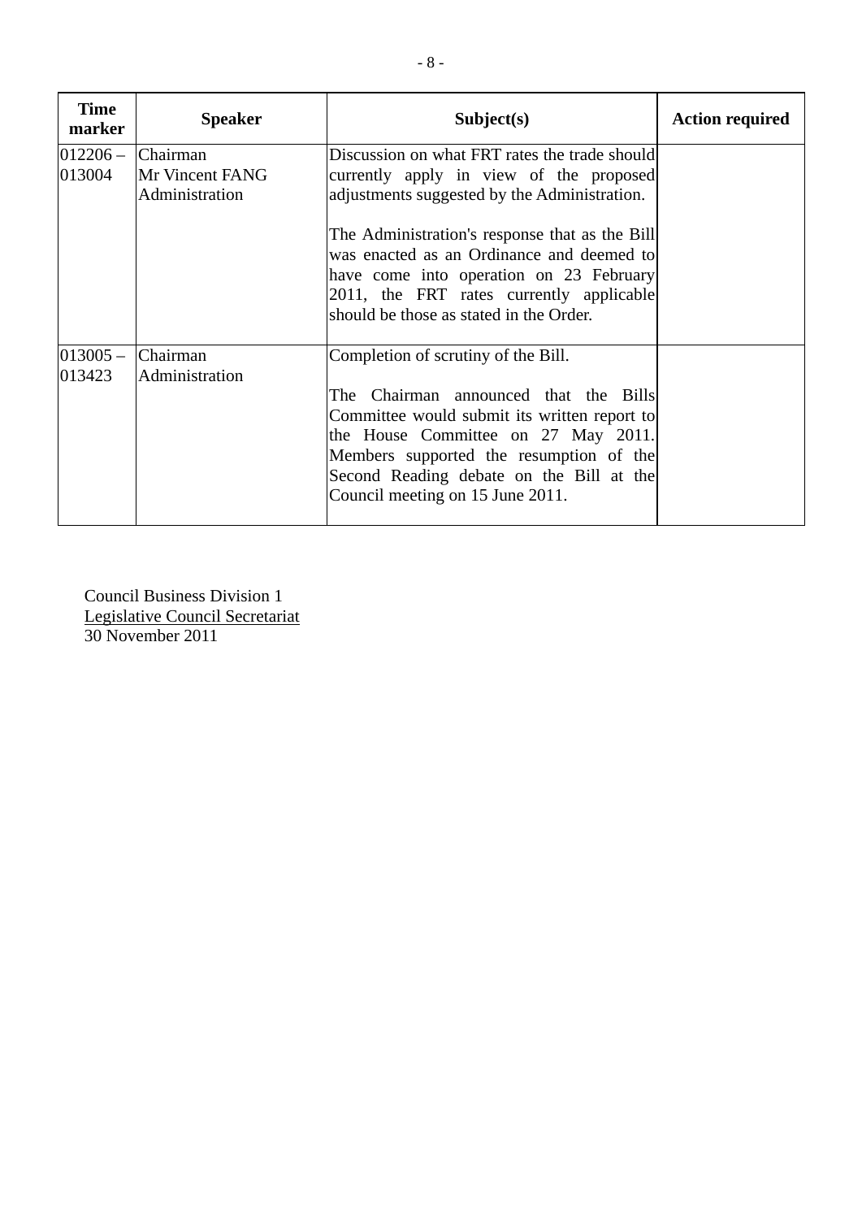| Time marker | Speaker | Subject(s) | Action required |
|---|---|---|---|
| 012206 – 013004 | Chairman<br>Mr Vincent FANG<br>Administration | Discussion on what FRT rates the trade should currently apply in view of the proposed adjustments suggested by the Administration.<br><br>The Administration's response that as the Bill was enacted as an Ordinance and deemed to have come into operation on 23 February 2011, the FRT rates currently applicable should be those as stated in the Order. | |
| 013005 – 013423 | Chairman<br>Administration | Completion of scrutiny of the Bill.<br><br>The Chairman announced that the Bills Committee would submit its written report to the House Committee on 27 May 2011. Members supported the resumption of the Second Reading debate on the Bill at the Council meeting on 15 June 2011. | |

Council Business Division 1
Legislative Council Secretariat
30 November 2011